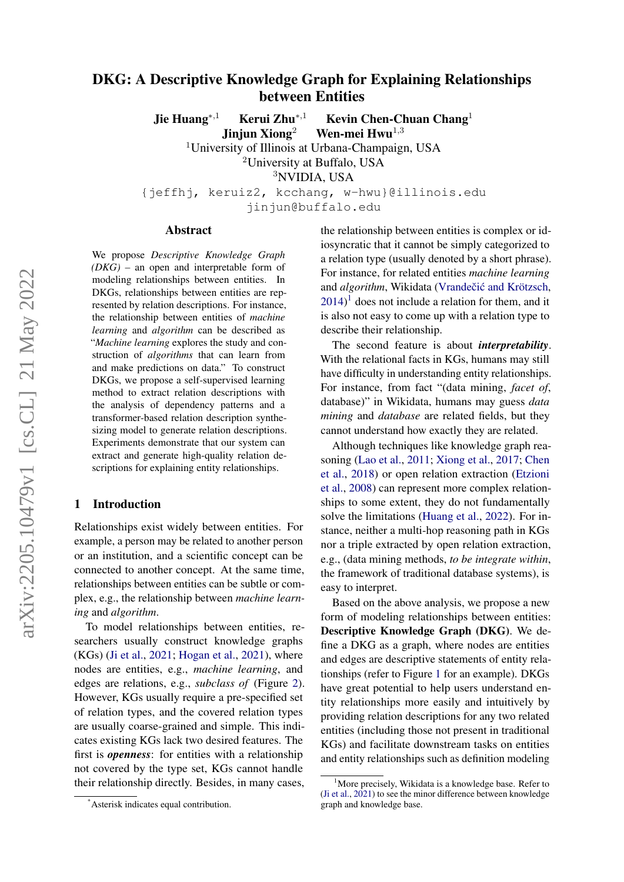# DKG: A Descriptive Knowledge Graph for Explaining Relationships between Entities

**Jie Huang**[*,1] **Kerui Zhu**[*,1] **Kevin Chen-Chuan Chang**[1]
**Jinjun Xiong**[2] **Wen-mei Hwu**[1,3]

[1]University of Illinois at Urbana-Champaign, USA
[2]University at Buffalo, USA
[3]NVIDIA, USA

{jeffhj, keruiz2, kcchang, w-hwu}@illinois.edu
jinjun@buffalo.edu

## Abstract

We propose *Descriptive Knowledge Graph (DKG)* – an open and interpretable form of modeling relationships between entities. In DKGs, relationships between entities are represented by relation descriptions. For instance, the relationship between entities of *machine learning* and *algorithm* can be described as "*Machine learning* explores the study and construction of *algorithms* that can learn from and make predictions on data." To construct DKGs, we propose a self-supervised learning method to extract relation descriptions with the analysis of dependency patterns and a transformer-based relation description synthesizing model to generate relation descriptions. Experiments demonstrate that our system can extract and generate high-quality relation descriptions for explaining entity relationships.

## 1 Introduction

Relationships exist widely between entities. For example, a person may be related to another person or an institution, and a scientific concept can be connected to another concept. At the same time, relationships between entities can be subtle or complex, e.g., the relationship between *machine learning* and *algorithm*.

To model relationships between entities, researchers usually construct knowledge graphs (KGs) (Ji et al., 2021; Hogan et al., 2021), where nodes are entities, e.g., *machine learning*, and edges are relations, e.g., *subclass of* (Figure 2). However, KGs usually require a pre-specified set of relation types, and the covered relation types are usually coarse-grained and simple. This indicates existing KGs lack two desired features. The first is ***openness***: for entities with a relationship not covered by the type set, KGs cannot handle their relationship directly. Besides, in many cases, the relationship between entities is complex or idiosyncratic that it cannot be simply categorized to a relation type (usually denoted by a short phrase). For instance, for related entities *machine learning* and *algorithm*, Wikidata (Vrandečić and Krötzsch, 2014)[1] does not include a relation for them, and it is also not easy to come up with a relation type to describe their relationship.

The second feature is about ***interpretability***. With the relational facts in KGs, humans may still have difficulty in understanding entity relationships. For instance, from fact "(data mining, *facet of*, database)" in Wikidata, humans may guess *data mining* and *database* are related fields, but they cannot understand how exactly they are related.

Although techniques like knowledge graph reasoning (Lao et al., 2011; Xiong et al., 2017; Chen et al., 2018) or open relation extraction (Etzioni et al., 2008) can represent more complex relationships to some extent, they do not fundamentally solve the limitations (Huang et al., 2022). For instance, neither a multi-hop reasoning path in KGs nor a triple extracted by open relation extraction, e.g., (data mining methods, *to be integrate within*, the framework of traditional database systems), is easy to interpret.

Based on the above analysis, we propose a new form of modeling relationships between entities: **Descriptive Knowledge Graph (DKG)**. We define a DKG as a graph, where nodes are entities and edges are descriptive statements of entity relationships (refer to Figure 1 for an example). DKGs have great potential to help users understand entity relationships more easily and intuitively by providing relation descriptions for any two related entities (including those not present in traditional KGs) and facilitate downstream tasks on entities and entity relationships such as definition modeling

[*]Asterisk indicates equal contribution.

[1]More precisely, Wikidata is a knowledge base. Refer to (Ji et al., 2021) to see the minor difference between knowledge graph and knowledge base.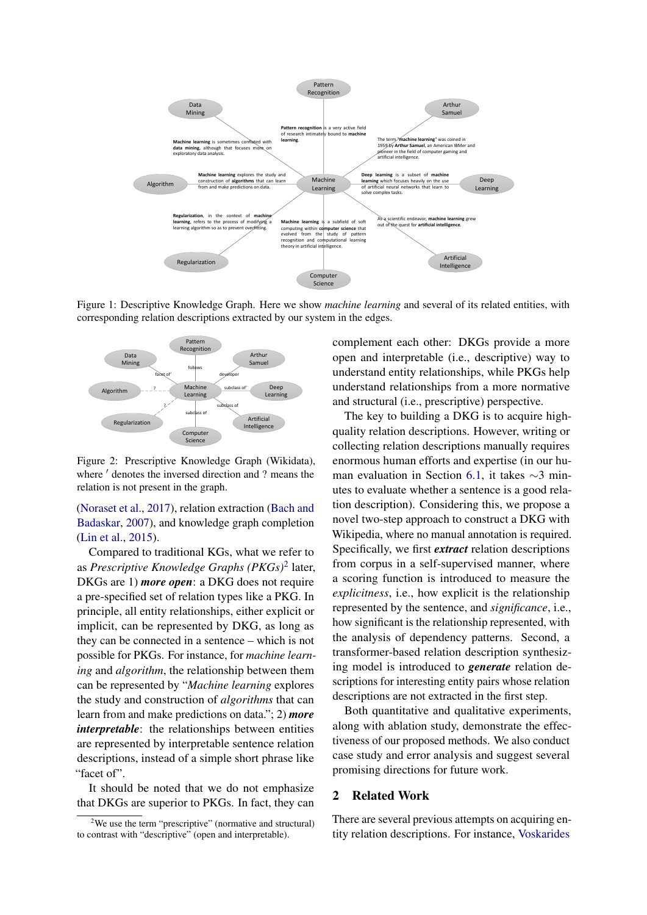Figure 1: Descriptive Knowledge Graph. Here we show *machine learning* and several of its related entities, with corresponding relation descriptions extracted by our system in the edges.

Figure 2: Prescriptive Knowledge Graph (Wikidata), where ′ denotes the inversed direction and ? means the relation is not present in the graph.

(Noraset et al., 2017), relation extraction (Bach and Badaskar, 2007), and knowledge graph completion (Lin et al., 2015).

Compared to traditional KGs, what we refer to as *Prescriptive Knowledge Graphs (PKGs)*[2] later, DKGs are 1) ***more open***: a DKG does not require a pre-specified set of relation types like a PKG. In principle, all entity relationships, either explicit or implicit, can be represented by DKG, as long as they can be connected in a sentence – which is not possible for PKGs. For instance, for *machine learning* and *algorithm*, the relationship between them can be represented by "*Machine learning* explores the study and construction of *algorithms* that can learn from and make predictions on data."; 2) ***more interpretable***: the relationships between entities are represented by interpretable sentence relation descriptions, instead of a simple short phrase like "facet of".

It should be noted that we do not emphasize that DKGs are superior to PKGs. In fact, they can complement each other: DKGs provide a more open and interpretable (i.e., descriptive) way to understand entity relationships, while PKGs help understand relationships from a more normative and structural (i.e., prescriptive) perspective.

The key to building a DKG is to acquire high-quality relation descriptions. However, writing or collecting relation descriptions manually requires enormous human efforts and expertise (in our human evaluation in Section 6.1, it takes ∼3 minutes to evaluate whether a sentence is a good relation description). Considering this, we propose a novel two-step approach to construct a DKG with Wikipedia, where no manual annotation is required. Specifically, we first ***extract*** relation descriptions from corpus in a self-supervised manner, where a scoring function is introduced to measure the *explicitness*, i.e., how explicit is the relationship represented by the sentence, and *significance*, i.e., how significant is the relationship represented, with the analysis of dependency patterns. Second, a transformer-based relation description synthesizing model is introduced to ***generate*** relation descriptions for interesting entity pairs whose relation descriptions are not extracted in the first step.

Both quantitative and qualitative experiments, along with ablation study, demonstrate the effectiveness of our proposed methods. We also conduct case study and error analysis and suggest several promising directions for future work.

## 2 Related Work

There are several previous attempts on acquiring entity relation descriptions. For instance, Voskarides

[2] We use the term "prescriptive" (normative and structural) to contrast with "descriptive" (open and interpretable).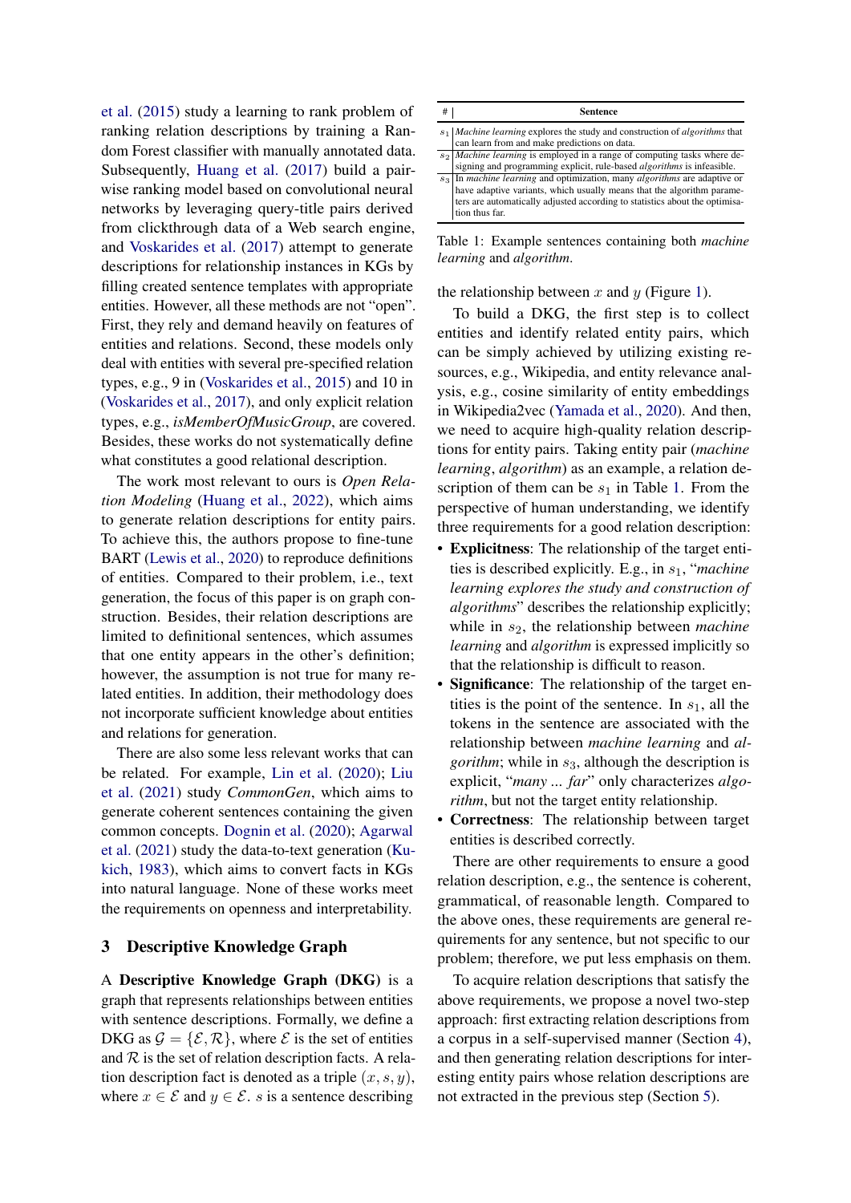et al. (2015) study a learning to rank problem of ranking relation descriptions by training a Random Forest classifier with manually annotated data. Subsequently, Huang et al. (2017) build a pairwise ranking model based on convolutional neural networks by leveraging query-title pairs derived from clickthrough data of a Web search engine, and Voskarides et al. (2017) attempt to generate descriptions for relationship instances in KGs by filling created sentence templates with appropriate entities. However, all these methods are not "open". First, they rely and demand heavily on features of entities and relations. Second, these models only deal with entities with several pre-specified relation types, e.g., 9 in (Voskarides et al., 2015) and 10 in (Voskarides et al., 2017), and only explicit relation types, e.g., *isMemberOfMusicGroup*, are covered. Besides, these works do not systematically define what constitutes a good relational description.

The work most relevant to ours is *Open Relation Modeling* (Huang et al., 2022), which aims to generate relation descriptions for entity pairs. To achieve this, the authors propose to fine-tune BART (Lewis et al., 2020) to reproduce definitions of entities. Compared to their problem, i.e., text generation, the focus of this paper is on graph construction. Besides, their relation descriptions are limited to definitional sentences, which assumes that one entity appears in the other's definition; however, the assumption is not true for many related entities. In addition, their methodology does not incorporate sufficient knowledge about entities and relations for generation.

There are also some less relevant works that can be related. For example, Lin et al. (2020); Liu et al. (2021) study *CommonGen*, which aims to generate coherent sentences containing the given common concepts. Dognin et al. (2020); Agarwal et al. (2021) study the data-to-text generation (Kukich, 1983), which aims to convert facts in KGs into natural language. None of these works meet the requirements on openness and interpretability.

## 3 Descriptive Knowledge Graph

A **Descriptive Knowledge Graph (DKG)** is a graph that represents relationships between entities with sentence descriptions. Formally, we define a DKG as $\mathcal{G} = \{\mathcal{E}, \mathcal{R}\}$, where $\mathcal{E}$ is the set of entities and $\mathcal{R}$ is the set of relation description facts. A relation description fact is denoted as a triple $(x, s, y)$, where $x \in \mathcal{E}$ and $y \in \mathcal{E}$. $s$ is a sentence describing the relationship between $x$ and $y$ (Figure 1).

| # | Sentence |
|---|---|
| $s_1$ | *Machine learning* explores the study and construction of *algorithms* that can learn from and make predictions on data. |
| $s_2$ | *Machine learning* is employed in a range of computing tasks where designing and programming explicit, rule-based *algorithms* is infeasible. |
| $s_3$ | In *machine learning* and optimization, many *algorithms* are adaptive or have adaptive variants, which usually means that the algorithm parameters are automatically adjusted according to statistics about the optimisation thus far. |

Table 1: Example sentences containing both *machine learning* and *algorithm*.

To build a DKG, the first step is to collect entities and identify related entity pairs, which can be simply achieved by utilizing existing resources, e.g., Wikipedia, and entity relevance analysis, e.g., cosine similarity of entity embeddings in Wikipedia2vec (Yamada et al., 2020). And then, we need to acquire high-quality relation descriptions for entity pairs. Taking entity pair (*machine learning*, *algorithm*) as an example, a relation description of them can be $s_1$ in Table 1. From the perspective of human understanding, we identify three requirements for a good relation description:

- **Explicitness**: The relationship of the target entities is described explicitly. E.g., in $s_1$, "*machine learning explores the study and construction of algorithms*" describes the relationship explicitly; while in $s_2$, the relationship between *machine learning* and *algorithm* is expressed implicitly so that the relationship is difficult to reason.
- **Significance**: The relationship of the target entities is the point of the sentence. In $s_1$, all the tokens in the sentence are associated with the relationship between *machine learning* and *algorithm*; while in $s_3$, although the description is explicit, "*many ... far*" only characterizes *algorithm*, but not the target entity relationship.
- **Correctness**: The relationship between target entities is described correctly.

There are other requirements to ensure a good relation description, e.g., the sentence is coherent, grammatical, of reasonable length. Compared to the above ones, these requirements are general requirements for any sentence, but not specific to our problem; therefore, we put less emphasis on them.

To acquire relation descriptions that satisfy the above requirements, we propose a novel two-step approach: first extracting relation descriptions from a corpus in a self-supervised manner (Section 4), and then generating relation descriptions for interesting entity pairs whose relation descriptions are not extracted in the previous step (Section 5).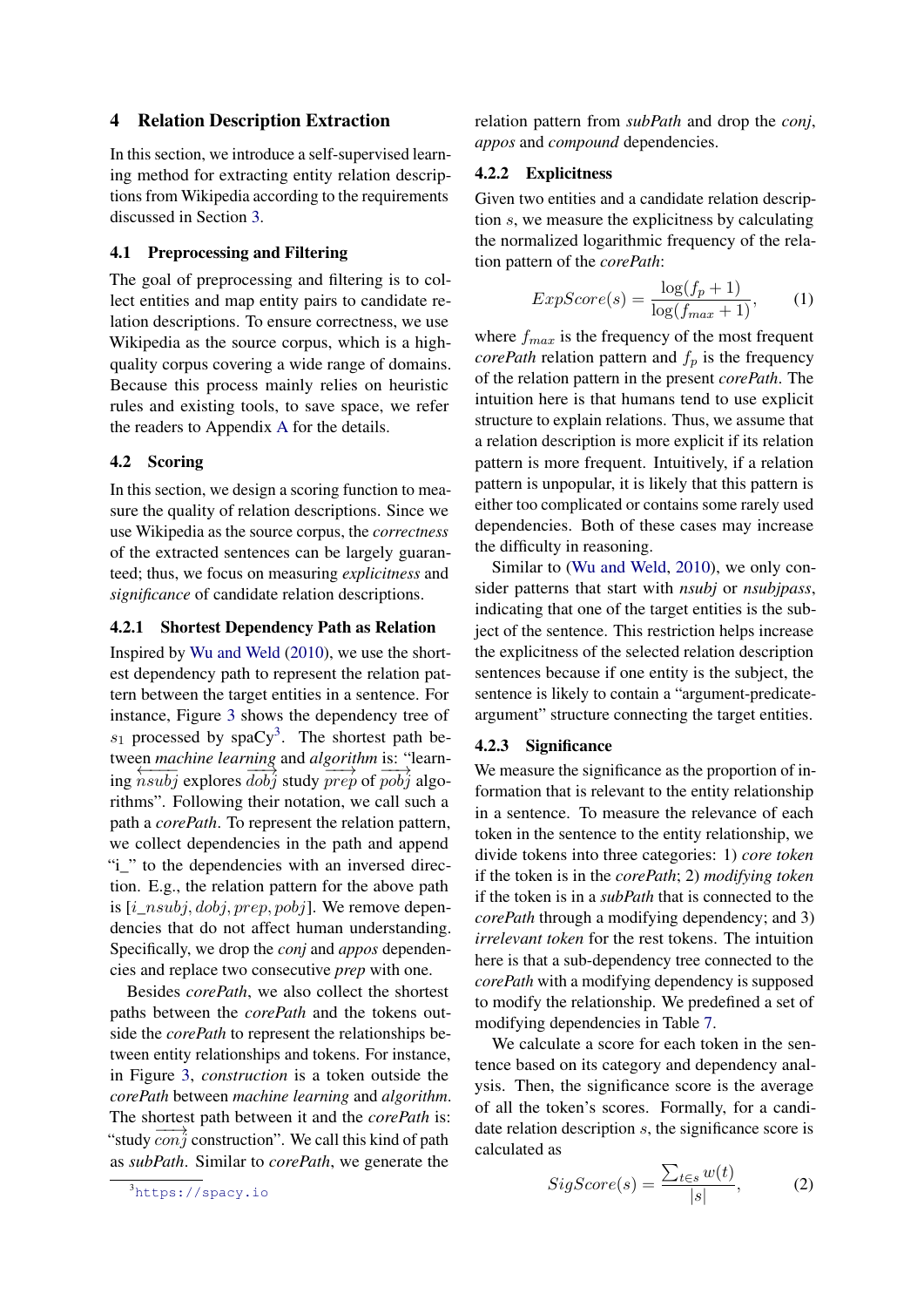# 4 Relation Description Extraction

In this section, we introduce a self-supervised learning method for extracting entity relation descriptions from Wikipedia according to the requirements discussed in Section 3.

## 4.1 Preprocessing and Filtering

The goal of preprocessing and filtering is to collect entities and map entity pairs to candidate relation descriptions. To ensure correctness, we use Wikipedia as the source corpus, which is a high-quality corpus covering a wide range of domains. Because this process mainly relies on heuristic rules and existing tools, to save space, we refer the readers to Appendix A for the details.

## 4.2 Scoring

In this section, we design a scoring function to measure the quality of relation descriptions. Since we use Wikipedia as the source corpus, the *correctness* of the extracted sentences can be largely guaranteed; thus, we focus on measuring *explicitness* and *significance* of candidate relation descriptions.

### 4.2.1 Shortest Dependency Path as Relation

Inspired by Wu and Weld (2010), we use the shortest dependency path to represent the relation pattern between the target entities in a sentence. For instance, Figure 3 shows the dependency tree of $s_1$ processed by spaCy[3]. The shortest path between *machine learning* and *algorithm* is: "learning $\overleftarrow{nsubj}$ explores $\overrightarrow{dobj}$ study $\overrightarrow{prep}$ of $\overrightarrow{pobj}$ algorithms". Following their notation, we call such a path a *corePath*. To represent the relation pattern, we collect dependencies in the path and append "i_" to the dependencies with an inversed direction. E.g., the relation pattern for the above path is $[i\_nsubj, dobj, prep, pobj]$. We remove dependencies that do not affect human understanding. Specifically, we drop the *conj* and *appos* dependencies and replace two consecutive *prep* with one.

Besides *corePath*, we also collect the shortest paths between the *corePath* and the tokens outside the *corePath* to represent the relationships between entity relationships and tokens. For instance, in Figure 3, *construction* is a token outside the *corePath* between *machine learning* and *algorithm*. The shortest path between it and the *corePath* is: "study $\overrightarrow{conj}$ construction". We call this kind of path as *subPath*. Similar to *corePath*, we generate the relation pattern from *subPath* and drop the *conj*, *appos* and *compound* dependencies.

### 4.2.2 Explicitness

Given two entities and a candidate relation description $s$, we measure the explicitness by calculating the normalized logarithmic frequency of the relation pattern of the *corePath*:

$$ExpScore(s) = \frac{\log(f_p + 1)}{\log(f_{max} + 1)}, \tag{1}$$

where $f_{max}$ is the frequency of the most frequent *corePath* relation pattern and $f_p$ is the frequency of the relation pattern in the present *corePath*. The intuition here is that humans tend to use explicit structure to explain relations. Thus, we assume that a relation description is more explicit if its relation pattern is more frequent. Intuitively, if a relation pattern is unpopular, it is likely that this pattern is either too complicated or contains some rarely used dependencies. Both of these cases may increase the difficulty in reasoning.

Similar to (Wu and Weld, 2010), we only consider patterns that start with *nsubj* or *nsubjpass*, indicating that one of the target entities is the subject of the sentence. This restriction helps increase the explicitness of the selected relation description sentences because if one entity is the subject, the sentence is likely to contain a "argument-predicate-argument" structure connecting the target entities.

### 4.2.3 Significance

We measure the significance as the proportion of information that is relevant to the entity relationship in a sentence. To measure the relevance of each token in the sentence to the entity relationship, we divide tokens into three categories: 1) *core token* if the token is in the *corePath*; 2) *modifying token* if the token is in a *subPath* that is connected to the *corePath* through a modifying dependency; and 3) *irrelevant token* for the rest tokens. The intuition here is that a sub-dependency tree connected to the *corePath* with a modifying dependency is supposed to modify the relationship. We predefined a set of modifying dependencies in Table 7.

We calculate a score for each token in the sentence based on its category and dependency analysis. Then, the significance score is the average of all the token's scores. Formally, for a candidate relation description $s$, the significance score is calculated as

$$SigScore(s) = \frac{\sum_{t \in s} w(t)}{|s|}, \tag{2}$$

[3] https://spacy.io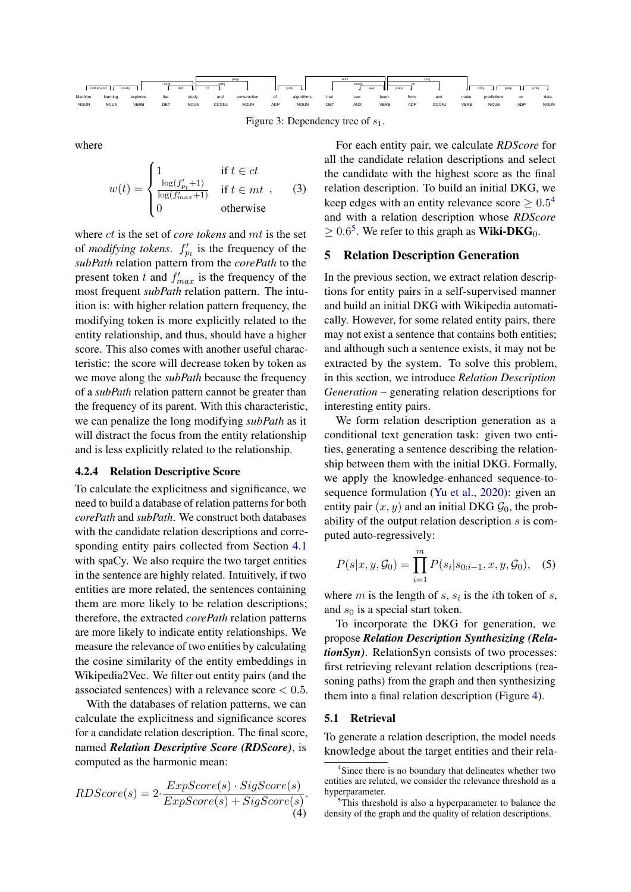Figure 3: Dependency tree of $s_1$.

where

$$w(t) = \begin{cases} 1 & \text{if } t \in ct \\ \frac{\log(f'_{p_t}+1)}{\log(f'_{max}+1)} & \text{if } t \in mt \\ 0 & \text{otherwise} \end{cases}, \quad (3)$$

where $ct$ is the set of *core tokens* and $mt$ is the set of *modifying tokens*. $f'_{p_t}$ is the frequency of the *subPath* relation pattern from the *corePath* to the present token $t$ and $f'_{max}$ is the frequency of the most frequent *subPath* relation pattern. The intuition is: with higher relation pattern frequency, the modifying token is more explicitly related to the entity relationship, and thus, should have a higher score. This also comes with another useful characteristic: the score will decrease token by token as we move along the *subPath* because the frequency of a *subPath* relation pattern cannot be greater than the frequency of its parent. With this characteristic, we can penalize the long modifying *subPath* as it will distract the focus from the entity relationship and is less explicitly related to the relationship.

#### 4.2.4 Relation Descriptive Score

To calculate the explicitness and significance, we need to build a database of relation patterns for both *corePath* and *subPath*. We construct both databases with the candidate relation descriptions and corresponding entity pairs collected from Section 4.1 with spaCy. We also require the two target entities in the sentence are highly related. Intuitively, if two entities are more related, the sentences containing them are more likely to be relation descriptions; therefore, the extracted *corePath* relation patterns are more likely to indicate entity relationships. We measure the relevance of two entities by calculating the cosine similarity of the entity embeddings in Wikipedia2Vec. We filter out entity pairs (and the associated sentences) with a relevance score $< 0.5$.

With the databases of relation patterns, we can calculate the explicitness and significance scores for a candidate relation description. The final score, named ***Relation Descriptive Score (RDScore)***, is computed as the harmonic mean:

$$RDScore(s) = 2 \cdot \frac{ExpScore(s) \cdot SigScore(s)}{ExpScore(s) + SigScore(s)}. \quad (4)$$

For each entity pair, we calculate *RDScore* for all the candidate relation descriptions and select the candidate with the highest score as the final relation description. To build an initial DKG, we keep edges with an entity relevance score $\geq 0.5$[4] and with a relation description whose *RDScore* $\geq 0.6$[5]. We refer to this graph as **Wiki-DKG**$_0$.

## 5 Relation Description Generation

In the previous section, we extract relation descriptions for entity pairs in a self-supervised manner and build an initial DKG with Wikipedia automatically. However, for some related entity pairs, there may not exist a sentence that contains both entities; and although such a sentence exists, it may not be extracted by the system. To solve this problem, in this section, we introduce *Relation Description Generation* – generating relation descriptions for interesting entity pairs.

We form relation description generation as a conditional text generation task: given two entities, generating a sentence describing the relationship between them with the initial DKG. Formally, we apply the knowledge-enhanced sequence-to-sequence formulation (Yu et al., 2020): given an entity pair $(x, y)$ and an initial DKG $\mathcal{G}_0$, the probability of the output relation description $s$ is computed auto-regressively:

$$P(s|x, y, \mathcal{G}_0) = \prod_{i=1}^{m} P(s_i|s_{0:i-1}, x, y, \mathcal{G}_0), \quad (5)$$

where $m$ is the length of $s$, $s_i$ is the $i$th token of $s$, and $s_0$ is a special start token.

To incorporate the DKG for generation, we propose ***Relation Description Synthesizing (RelationSyn)***. RelationSyn consists of two processes: first retrieving relevant relation descriptions (reasoning paths) from the graph and then synthesizing them into a final relation description (Figure 4).

### 5.1 Retrieval

To generate a relation description, the model needs knowledge about the target entities and their rela-

[4] Since there is no boundary that delineates whether two entities are related, we consider the relevance threshold as a hyperparameter.

[5] This threshold is also a hyperparameter to balance the density of the graph and the quality of relation descriptions.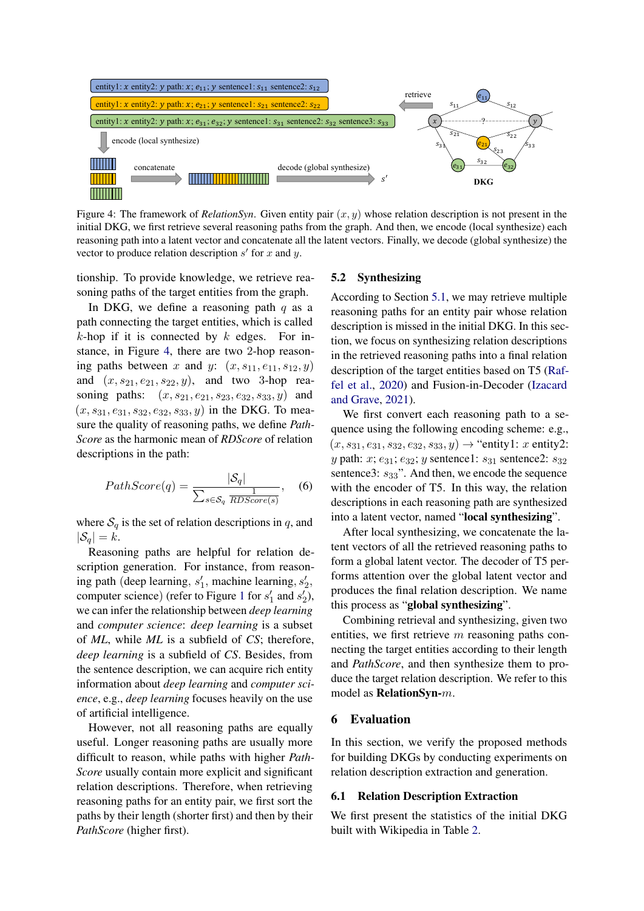Figure 4: The framework of *RelationSyn*. Given entity pair $(x, y)$ whose relation description is not present in the initial DKG, we first retrieve several reasoning paths from the graph. And then, we encode (local synthesize) each reasoning path into a latent vector and concatenate all the latent vectors. Finally, we decode (global synthesize) the vector to produce relation description $s'$ for $x$ and $y$.

tionship. To provide knowledge, we retrieve reasoning paths of the target entities from the graph.

In DKG, we define a reasoning path $q$ as a path connecting the target entities, which is called $k$-hop if it is connected by $k$ edges. For instance, in Figure 4, there are two 2-hop reasoning paths between $x$ and $y$: $(x, s_{11}, e_{11}, s_{12}, y)$ and $(x, s_{21}, e_{21}, s_{22}, y)$, and two 3-hop reasoning paths: $(x, s_{21}, e_{21}, s_{23}, e_{32}, s_{33}, y)$ and $(x, s_{31}, e_{31}, s_{32}, e_{32}, s_{33}, y)$ in the DKG. To measure the quality of reasoning paths, we define *PathScore* as the harmonic mean of *RDScore* of relation descriptions in the path:

$$PathScore(q) = \frac{|\mathcal{S}_q|}{\sum_{s \in \mathcal{S}_q} \frac{1}{RDScore(s)}}, \quad (6)$$

where $\mathcal{S}_q$ is the set of relation descriptions in $q$, and $|\mathcal{S}_q| = k$.

Reasoning paths are helpful for relation description generation. For instance, from reasoning path (deep learning, $s'_1$, machine learning, $s'_2$, computer science) (refer to Figure 1 for $s'_1$ and $s'_2$), we can infer the relationship between *deep learning* and *computer science*: *deep learning* is a subset of *ML*, while *ML* is a subfield of *CS*; therefore, *deep learning* is a subfield of *CS*. Besides, from the sentence description, we can acquire rich entity information about *deep learning* and *computer science*, e.g., *deep learning* focuses heavily on the use of artificial intelligence.

However, not all reasoning paths are equally useful. Longer reasoning paths are usually more difficult to reason, while paths with higher *PathScore* usually contain more explicit and significant relation descriptions. Therefore, when retrieving reasoning paths for an entity pair, we first sort the paths by their length (shorter first) and then by their *PathScore* (higher first).

## 5.2 Synthesizing

According to Section 5.1, we may retrieve multiple reasoning paths for an entity pair whose relation description is missed in the initial DKG. In this section, we focus on synthesizing relation descriptions in the retrieved reasoning paths into a final relation description of the target entities based on T5 (Raffel et al., 2020) and Fusion-in-Decoder (Izacard and Grave, 2021).

We first convert each reasoning path to a sequence using the following encoding scheme: e.g., $(x, s_{31}, e_{31}, s_{32}, e_{32}, s_{33}, y) \rightarrow$ "entity1: $x$ entity2: $y$ path: $x$; $e_{31}$; $e_{32}$; $y$ sentence1: $s_{31}$ sentence2: $s_{32}$ sentence3: $s_{33}$". And then, we encode the sequence with the encoder of T5. In this way, the relation descriptions in each reasoning path are synthesized into a latent vector, named "**local synthesizing**".

After local synthesizing, we concatenate the latent vectors of all the retrieved reasoning paths to form a global latent vector. The decoder of T5 performs attention over the global latent vector and produces the final relation description. We name this process as "**global synthesizing**".

Combining retrieval and synthesizing, given two entities, we first retrieve $m$ reasoning paths connecting the target entities according to their length and *PathScore*, and then synthesize them to produce the target relation description. We refer to this model as **RelationSyn-**$m$.

# 6 Evaluation

In this section, we verify the proposed methods for building DKGs by conducting experiments on relation description extraction and generation.

## 6.1 Relation Description Extraction

We first present the statistics of the initial DKG built with Wikipedia in Table 2.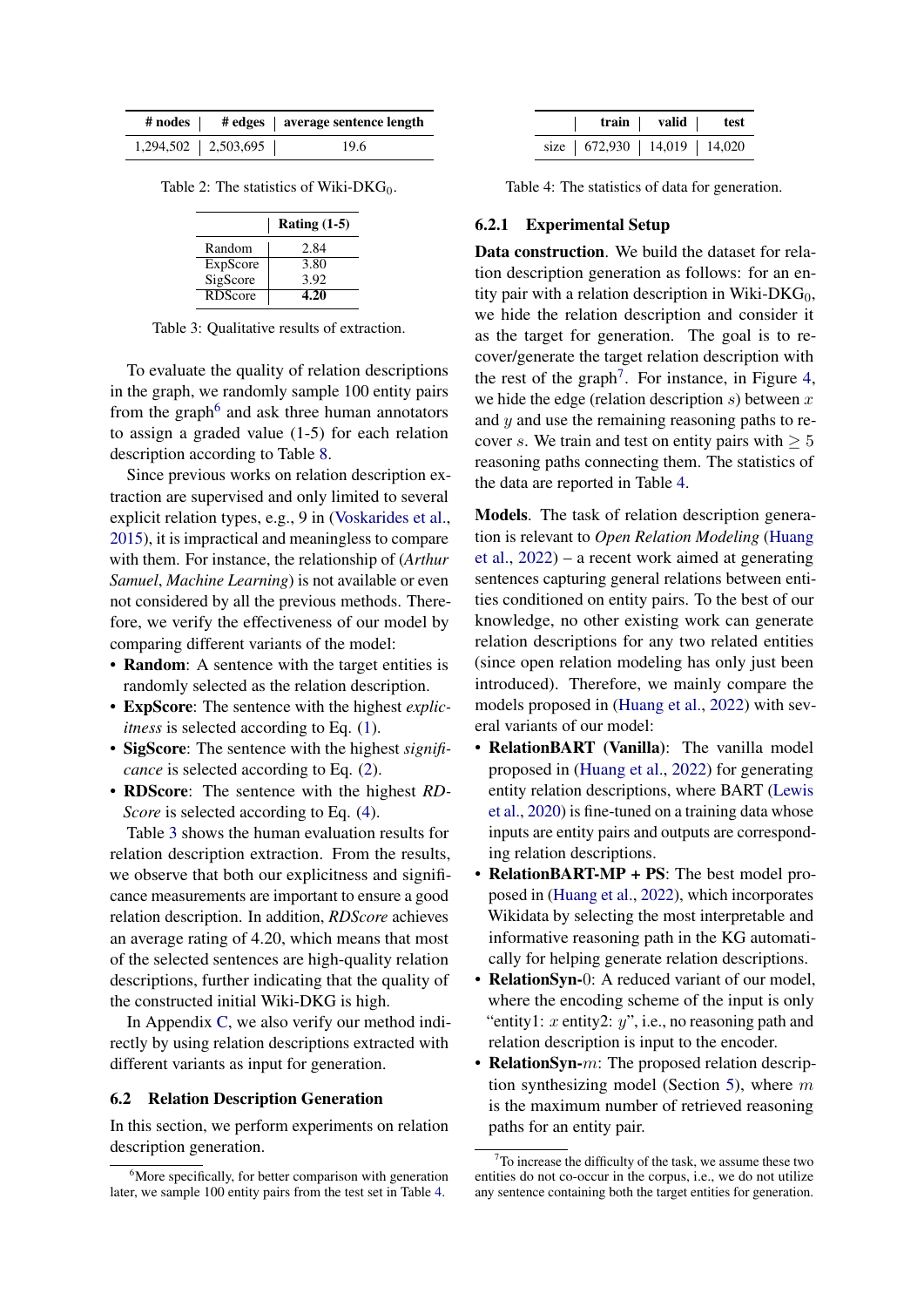| # nodes | # edges | average sentence length |
|---|---|---|
| 1,294,502 | 2,503,695 | 19.6 |

Table 2: The statistics of Wiki-DKG$_0$.

| | Rating (1-5) |
|---|---|
| Random | 2.84 |
| ExpScore | 3.80 |
| SigScore | 3.92 |
| RDScore | **4.20** |

Table 3: Qualitative results of extraction.

To evaluate the quality of relation descriptions in the graph, we randomly sample 100 entity pairs from the graph[6] and ask three human annotators to assign a graded value (1-5) for each relation description according to Table 8.

Since previous works on relation description extraction are supervised and only limited to several explicit relation types, e.g., 9 in (Voskarides et al., 2015), it is impractical and meaningless to compare with them. For instance, the relationship of (*Arthur Samuel*, *Machine Learning*) is not available or even not considered by all the previous methods. Therefore, we verify the effectiveness of our model by comparing different variants of the model:

- **Random**: A sentence with the target entities is randomly selected as the relation description.
- **ExpScore**: The sentence with the highest *explicitness* is selected according to Eq. (1).
- **SigScore**: The sentence with the highest *significance* is selected according to Eq. (2).
- **RDScore**: The sentence with the highest *RDScore* is selected according to Eq. (4).

Table 3 shows the human evaluation results for relation description extraction. From the results, we observe that both our explicitness and significance measurements are important to ensure a good relation description. In addition, *RDScore* achieves an average rating of 4.20, which means that most of the selected sentences are high-quality relation descriptions, further indicating that the quality of the constructed initial Wiki-DKG is high.

In Appendix C, we also verify our method indirectly by using relation descriptions extracted with different variants as input for generation.

## 6.2 Relation Description Generation

In this section, we perform experiments on relation description generation.

[6]More specifically, for better comparison with generation later, we sample 100 entity pairs from the test set in Table 4.

| | train | valid | test |
|---|---|---|---|
| size | 672,930 | 14,019 | 14,020 |

Table 4: The statistics of data for generation.

### 6.2.1 Experimental Setup

**Data construction**. We build the dataset for relation description generation as follows: for an entity pair with a relation description in Wiki-DKG$_0$, we hide the relation description and consider it as the target for generation. The goal is to recover/generate the target relation description with the rest of the graph[7]. For instance, in Figure 4, we hide the edge (relation description $s$) between $x$ and $y$ and use the remaining reasoning paths to recover $s$. We train and test on entity pairs with $\geq 5$ reasoning paths connecting them. The statistics of the data are reported in Table 4.

**Models**. The task of relation description generation is relevant to *Open Relation Modeling* (Huang et al., 2022) – a recent work aimed at generating sentences capturing general relations between entities conditioned on entity pairs. To the best of our knowledge, no other existing work can generate relation descriptions for any two related entities (since open relation modeling has only just been introduced). Therefore, we mainly compare the models proposed in (Huang et al., 2022) with several variants of our model:

- **RelationBART (Vanilla)**: The vanilla model proposed in (Huang et al., 2022) for generating entity relation descriptions, where BART (Lewis et al., 2020) is fine-tuned on a training data whose inputs are entity pairs and outputs are corresponding relation descriptions.
- **RelationBART-MP + PS**: The best model proposed in (Huang et al., 2022), which incorporates Wikidata by selecting the most interpretable and informative reasoning path in the KG automatically for helping generate relation descriptions.
- **RelationSyn-0**: A reduced variant of our model, where the encoding scheme of the input is only "entity1: $x$ entity2: $y$", i.e., no reasoning path and relation description is input to the encoder.
- **RelationSyn-$m$**: The proposed relation description synthesizing model (Section 5), where $m$ is the maximum number of retrieved reasoning paths for an entity pair.

[7]To increase the difficulty of the task, we assume these two entities do not co-occur in the corpus, i.e., we do not utilize any sentence containing both the target entities for generation.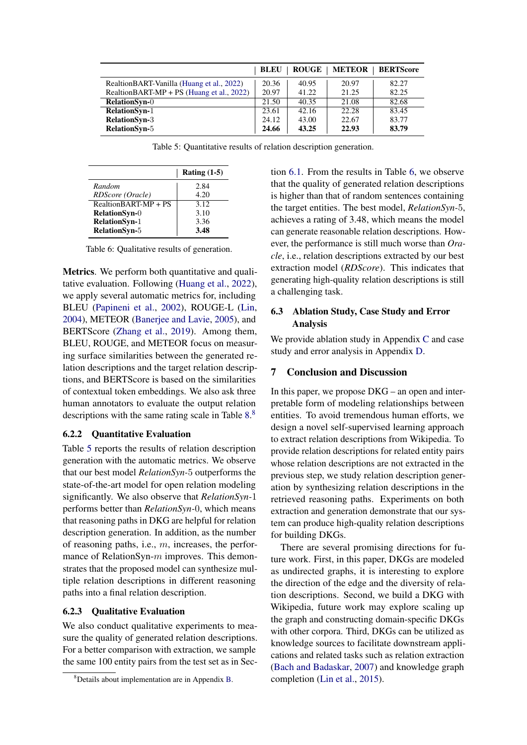| | BLEU | ROUGE | METEOR | BERTScore |
|---|---|---|---|---|
| RealtionBART-Vanilla (Huang et al., 2022) | 20.36 | 40.95 | 20.97 | 82.27 |
| RealtionBART-MP + PS (Huang et al., 2022) | 20.97 | 41.22 | 21.25 | 82.25 |
| **RelationSyn**-0 | 21.50 | 40.35 | 21.08 | 82.68 |
| **RelationSyn**-1 | 23.61 | 42.16 | 22.28 | 83.45 |
| **RelationSyn**-3 | 24.12 | 43.00 | 22.67 | 83.77 |
| **RelationSyn**-5 | **24.66** | **43.25** | **22.93** | **83.79** |

Table 5: Quantitative results of relation description generation.

| | Rating (1-5) |
|---|---|
| *Random* | 2.84 |
| *RDScore (Oracle)* | 4.20 |
| RealtionBART-MP + PS | 3.12 |
| **RelationSyn**-0 | 3.10 |
| **RelationSyn**-1 | 3.36 |
| **RelationSyn**-5 | **3.48** |

Table 6: Qualitative results of generation.

**Metrics**. We perform both quantitative and qualitative evaluation. Following (Huang et al., 2022), we apply several automatic metrics for, including BLEU (Papineni et al., 2002), ROUGE-L (Lin, 2004), METEOR (Banerjee and Lavie, 2005), and BERTScore (Zhang et al., 2019). Among them, BLEU, ROUGE, and METEOR focus on measuring surface similarities between the generated relation descriptions and the target relation descriptions, and BERTScore is based on the similarities of contextual token embeddings. We also ask three human annotators to evaluate the output relation descriptions with the same rating scale in Table 8.[8]

### 6.2.2 Quantitative Evaluation

Table 5 reports the results of relation description generation with the automatic metrics. We observe that our best model *RelationSyn*-5 outperforms the state-of-the-art model for open relation modeling significantly. We also observe that *RelationSyn*-1 performs better than *RelationSyn*-0, which means that reasoning paths in DKG are helpful for relation description generation. In addition, as the number of reasoning paths, i.e., $m$, increases, the performance of RelationSyn-$m$ improves. This demonstrates that the proposed model can synthesize multiple relation descriptions in different reasoning paths into a final relation description.

### 6.2.3 Qualitative Evaluation

We also conduct qualitative experiments to measure the quality of generated relation descriptions. For a better comparison with extraction, we sample the same 100 entity pairs from the test set as in Section 6.1. From the results in Table 6, we observe that the quality of generated relation descriptions is higher than that of random sentences containing the target entities. The best model, *RelationSyn*-5, achieves a rating of 3.48, which means the model can generate reasonable relation descriptions. However, the performance is still much worse than *Oracle*, i.e., relation descriptions extracted by our best extraction model (*RDScore*). This indicates that generating high-quality relation descriptions is still a challenging task.

## 6.3 Ablation Study, Case Study and Error Analysis

We provide ablation study in Appendix C and case study and error analysis in Appendix D.

# 7 Conclusion and Discussion

In this paper, we propose DKG – an open and interpretable form of modeling relationships between entities. To avoid tremendous human efforts, we design a novel self-supervised learning approach to extract relation descriptions from Wikipedia. To provide relation descriptions for related entity pairs whose relation descriptions are not extracted in the previous step, we study relation description generation by synthesizing relation descriptions in the retrieved reasoning paths. Experiments on both extraction and generation demonstrate that our system can produce high-quality relation descriptions for building DKGs.

There are several promising directions for future work. First, in this paper, DKGs are modeled as undirected graphs, it is interesting to explore the direction of the edge and the diversity of relation descriptions. Second, we build a DKG with Wikipedia, future work may explore scaling up the graph and constructing domain-specific DKGs with other corpora. Third, DKGs can be utilized as knowledge sources to facilitate downstream applications and related tasks such as relation extraction (Bach and Badaskar, 2007) and knowledge graph completion (Lin et al., 2015).

[8]Details about implementation are in Appendix B.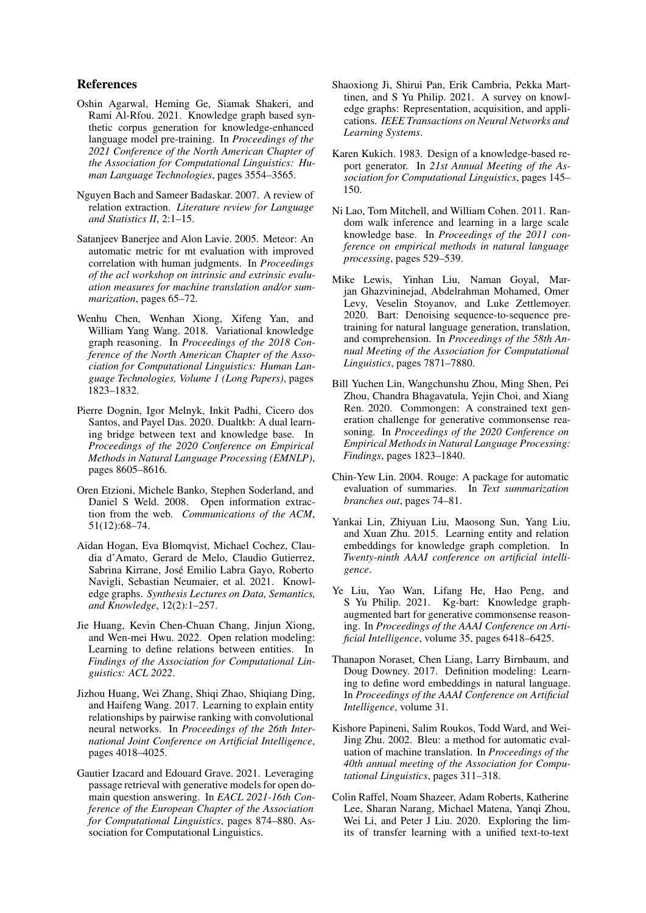## References

Oshin Agarwal, Heming Ge, Siamak Shakeri, and Rami Al-Rfou. 2021. Knowledge graph based synthetic corpus generation for knowledge-enhanced language model pre-training. In *Proceedings of the 2021 Conference of the North American Chapter of the Association for Computational Linguistics: Human Language Technologies*, pages 3554–3565.

Nguyen Bach and Sameer Badaskar. 2007. A review of relation extraction. *Literature review for Language and Statistics II*, 2:1–15.

Satanjeev Banerjee and Alon Lavie. 2005. Meteor: An automatic metric for mt evaluation with improved correlation with human judgments. In *Proceedings of the acl workshop on intrinsic and extrinsic evaluation measures for machine translation and/or summarization*, pages 65–72.

Wenhu Chen, Wenhan Xiong, Xifeng Yan, and William Yang Wang. 2018. Variational knowledge graph reasoning. In *Proceedings of the 2018 Conference of the North American Chapter of the Association for Computational Linguistics: Human Language Technologies, Volume 1 (Long Papers)*, pages 1823–1832.

Pierre Dognin, Igor Melnyk, Inkit Padhi, Cicero dos Santos, and Payel Das. 2020. Dualtkb: A dual learning bridge between text and knowledge base. In *Proceedings of the 2020 Conference on Empirical Methods in Natural Language Processing (EMNLP)*, pages 8605–8616.

Oren Etzioni, Michele Banko, Stephen Soderland, and Daniel S Weld. 2008. Open information extraction from the web. *Communications of the ACM*, 51(12):68–74.

Aidan Hogan, Eva Blomqvist, Michael Cochez, Claudia d'Amato, Gerard de Melo, Claudio Gutierrez, Sabrina Kirrane, José Emilio Labra Gayo, Roberto Navigli, Sebastian Neumaier, et al. 2021. Knowledge graphs. *Synthesis Lectures on Data, Semantics, and Knowledge*, 12(2):1–257.

Jie Huang, Kevin Chen-Chuan Chang, Jinjun Xiong, and Wen-mei Hwu. 2022. Open relation modeling: Learning to define relations between entities. In *Findings of the Association for Computational Linguistics: ACL 2022*.

Jizhou Huang, Wei Zhang, Shiqi Zhao, Shiqiang Ding, and Haifeng Wang. 2017. Learning to explain entity relationships by pairwise ranking with convolutional neural networks. In *Proceedings of the 26th International Joint Conference on Artificial Intelligence*, pages 4018–4025.

Gautier Izacard and Edouard Grave. 2021. Leveraging passage retrieval with generative models for open domain question answering. In *EACL 2021-16th Conference of the European Chapter of the Association for Computational Linguistics*, pages 874–880. Association for Computational Linguistics.

Shaoxiong Ji, Shirui Pan, Erik Cambria, Pekka Marttinen, and S Yu Philip. 2021. A survey on knowledge graphs: Representation, acquisition, and applications. *IEEE Transactions on Neural Networks and Learning Systems*.

Karen Kukich. 1983. Design of a knowledge-based report generator. In *21st Annual Meeting of the Association for Computational Linguistics*, pages 145–150.

Ni Lao, Tom Mitchell, and William Cohen. 2011. Random walk inference and learning in a large scale knowledge base. In *Proceedings of the 2011 conference on empirical methods in natural language processing*, pages 529–539.

Mike Lewis, Yinhan Liu, Naman Goyal, Marjan Ghazvininejad, Abdelrahman Mohamed, Omer Levy, Veselin Stoyanov, and Luke Zettlemoyer. 2020. Bart: Denoising sequence-to-sequence pretraining for natural language generation, translation, and comprehension. In *Proceedings of the 58th Annual Meeting of the Association for Computational Linguistics*, pages 7871–7880.

Bill Yuchen Lin, Wangchunshu Zhou, Ming Shen, Pei Zhou, Chandra Bhagavatula, Yejin Choi, and Xiang Ren. 2020. Commongen: A constrained text generation challenge for generative commonsense reasoning. In *Proceedings of the 2020 Conference on Empirical Methods in Natural Language Processing: Findings*, pages 1823–1840.

Chin-Yew Lin. 2004. Rouge: A package for automatic evaluation of summaries. In *Text summarization branches out*, pages 74–81.

Yankai Lin, Zhiyuan Liu, Maosong Sun, Yang Liu, and Xuan Zhu. 2015. Learning entity and relation embeddings for knowledge graph completion. In *Twenty-ninth AAAI conference on artificial intelligence*.

Ye Liu, Yao Wan, Lifang He, Hao Peng, and S Yu Philip. 2021. Kg-bart: Knowledge graph-augmented bart for generative commonsense reasoning. In *Proceedings of the AAAI Conference on Artificial Intelligence*, volume 35, pages 6418–6425.

Thanapon Noraset, Chen Liang, Larry Birnbaum, and Doug Downey. 2017. Definition modeling: Learning to define word embeddings in natural language. In *Proceedings of the AAAI Conference on Artificial Intelligence*, volume 31.

Kishore Papineni, Salim Roukos, Todd Ward, and Wei-Jing Zhu. 2002. Bleu: a method for automatic evaluation of machine translation. In *Proceedings of the 40th annual meeting of the Association for Computational Linguistics*, pages 311–318.

Colin Raffel, Noam Shazeer, Adam Roberts, Katherine Lee, Sharan Narang, Michael Matena, Yanqi Zhou, Wei Li, and Peter J Liu. 2020. Exploring the limits of transfer learning with a unified text-to-text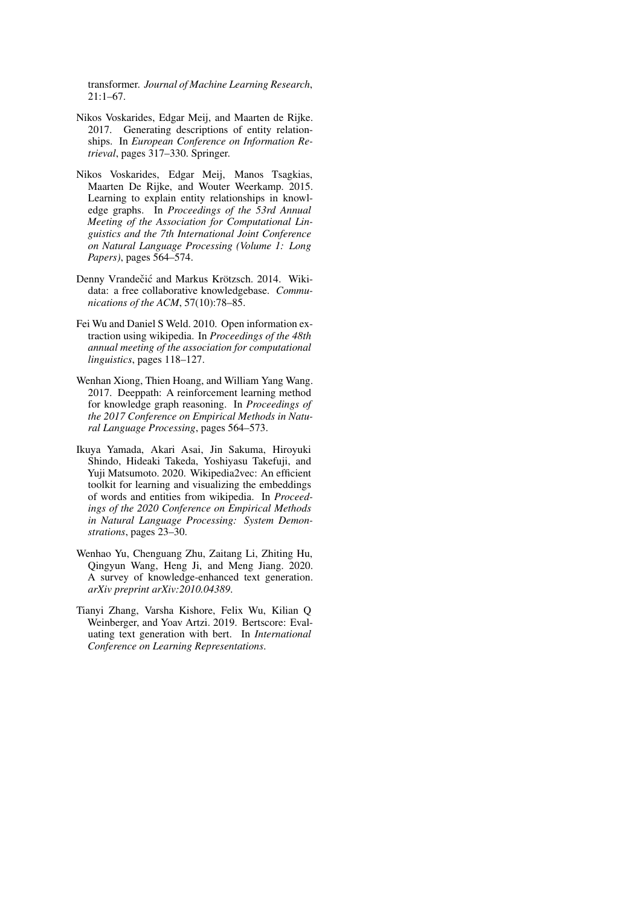transformer. *Journal of Machine Learning Research*, 21:1–67.

Nikos Voskarides, Edgar Meij, and Maarten de Rijke. 2017. Generating descriptions of entity relationships. In *European Conference on Information Retrieval*, pages 317–330. Springer.

Nikos Voskarides, Edgar Meij, Manos Tsagkias, Maarten De Rijke, and Wouter Weerkamp. 2015. Learning to explain entity relationships in knowledge graphs. In *Proceedings of the 53rd Annual Meeting of the Association for Computational Linguistics and the 7th International Joint Conference on Natural Language Processing (Volume 1: Long Papers)*, pages 564–574.

Denny Vrandečić and Markus Krötzsch. 2014. Wikidata: a free collaborative knowledgebase. *Communications of the ACM*, 57(10):78–85.

Fei Wu and Daniel S Weld. 2010. Open information extraction using wikipedia. In *Proceedings of the 48th annual meeting of the association for computational linguistics*, pages 118–127.

Wenhan Xiong, Thien Hoang, and William Yang Wang. 2017. Deeppath: A reinforcement learning method for knowledge graph reasoning. In *Proceedings of the 2017 Conference on Empirical Methods in Natural Language Processing*, pages 564–573.

Ikuya Yamada, Akari Asai, Jin Sakuma, Hiroyuki Shindo, Hideaki Takeda, Yoshiyasu Takefuji, and Yuji Matsumoto. 2020. Wikipedia2vec: An efficient toolkit for learning and visualizing the embeddings of words and entities from wikipedia. In *Proceedings of the 2020 Conference on Empirical Methods in Natural Language Processing: System Demonstrations*, pages 23–30.

Wenhao Yu, Chenguang Zhu, Zaitang Li, Zhiting Hu, Qingyun Wang, Heng Ji, and Meng Jiang. 2020. A survey of knowledge-enhanced text generation. *arXiv preprint arXiv:2010.04389*.

Tianyi Zhang, Varsha Kishore, Felix Wu, Kilian Q Weinberger, and Yoav Artzi. 2019. Bertscore: Evaluating text generation with bert. In *International Conference on Learning Representations*.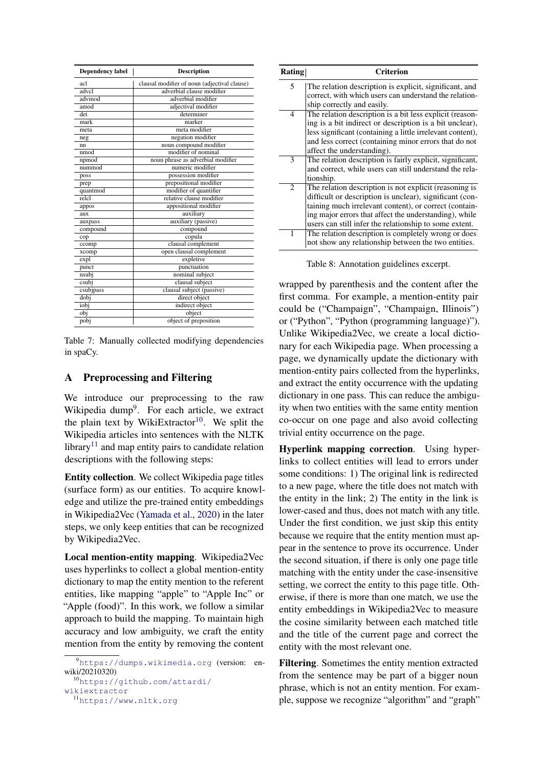| Dependency label | Description |
|---|---|
| acl | clausal modifier of noun (adjectival clause) |
| advcl | adverbial clause modifier |
| advmod | adverbial modifier |
| amod | adjectival modifier |
| det | determiner |
| mark | marker |
| meta | meta modifier |
| neg | negation modifier |
| nn | noun compound modifier |
| nmod | modifier of nominal |
| npmod | noun phrase as adverbial modifier |
| nummod | numeric modifier |
| poss | possession modifier |
| prep | prepositional modifier |
| quantmod | modifier of quantifier |
| relcl | relative clause modifier |
| appos | appositional modifier |
| aux | auxiliary |
| auxpass | auxiliary (passive) |
| compound | compound |
| cop | copula |
| ccomp | clausal complement |
| xcomp | open clausal complement |
| expl | expletive |
| punct | punctuation |
| nsubj | nominal subject |
| csubj | clausal subject |
| csubjpass | clausal subject (passive) |
| dobj | direct object |
| iobj | indirect object |
| obj | object |
| pobj | object of preposition |

Table 7: Manually collected modifying dependencies in spaCy.

## A Preprocessing and Filtering

We introduce our preprocessing to the raw Wikipedia dump[9]. For each article, we extract the plain text by WikiExtractor[10]. We split the Wikipedia articles into sentences with the NLTK library[11] and map entity pairs to candidate relation descriptions with the following steps:

**Entity collection**. We collect Wikipedia page titles (surface form) as our entities. To acquire knowledge and utilize the pre-trained entity embeddings in Wikipedia2Vec (Yamada et al., 2020) in the later steps, we only keep entities that can be recognized by Wikipedia2Vec.

**Local mention-entity mapping**. Wikipedia2Vec uses hyperlinks to collect a global mention-entity dictionary to map the entity mention to the referent entities, like mapping "apple" to "Apple Inc" or "Apple (food)". In this work, we follow a similar approach to build the mapping. To maintain high accuracy and low ambiguity, we craft the entity mention from the entity by removing the content wrapped by parenthesis and the content after the first comma. For example, a mention-entity pair could be ("Champaign", "Champaign, Illinois") or ("Python", "Python (programming language)"). Unlike Wikipedia2Vec, we create a local dictionary for each Wikipedia page. When processing a page, we dynamically update the dictionary with mention-entity pairs collected from the hyperlinks, and extract the entity occurrence with the updating dictionary in one pass. This can reduce the ambiguity when two entities with the same entity mention co-occur on one page and also avoid collecting trivial entity occurrence on the page.

| Rating | Criterion |
|---|---|
| 5 | The relation description is explicit, significant, and correct, with which users can understand the relationship correctly and easily. |
| 4 | The relation description is a bit less explicit (reasoning is a bit indirect or description is a bit unclear), less significant (containing a little irrelevant content), and less correct (containing minor errors that do not affect the understanding). |
| 3 | The relation description is fairly explicit, significant, and correct, while users can still understand the relationship. |
| 2 | The relation description is not explicit (reasoning is difficult or description is unclear), significant (containing much irrelevant content), or correct (containing major errors that affect the understanding), while users can still infer the relationship to some extent. |
| 1 | The relation description is completely wrong or does not show any relationship between the two entities. |

Table 8: Annotation guidelines excerpt.

**Hyperlink mapping correction**. Using hyperlinks to collect entities will lead to errors under some conditions: 1) The original link is redirected to a new page, where the title does not match with the entity in the link; 2) The entity in the link is lower-cased and thus, does not match with any title. Under the first condition, we just skip this entity because we require that the entity mention must appear in the sentence to prove its occurrence. Under the second situation, if there is only one page title matching with the entity under the case-insensitive setting, we correct the entity to this page title. Otherwise, if there is more than one match, we use the entity embeddings in Wikipedia2Vec to measure the cosine similarity between each matched title and the title of the current page and correct the entity with the most relevant one.

**Filtering**. Sometimes the entity mention extracted from the sentence may be part of a bigger noun phrase, which is not an entity mention. For example, suppose we recognize "algorithm" and "graph"

[9] https://dumps.wikimedia.org (version: enwiki/20210320)

[10] https://github.com/attardi/wikiextractor

[11] https://www.nltk.org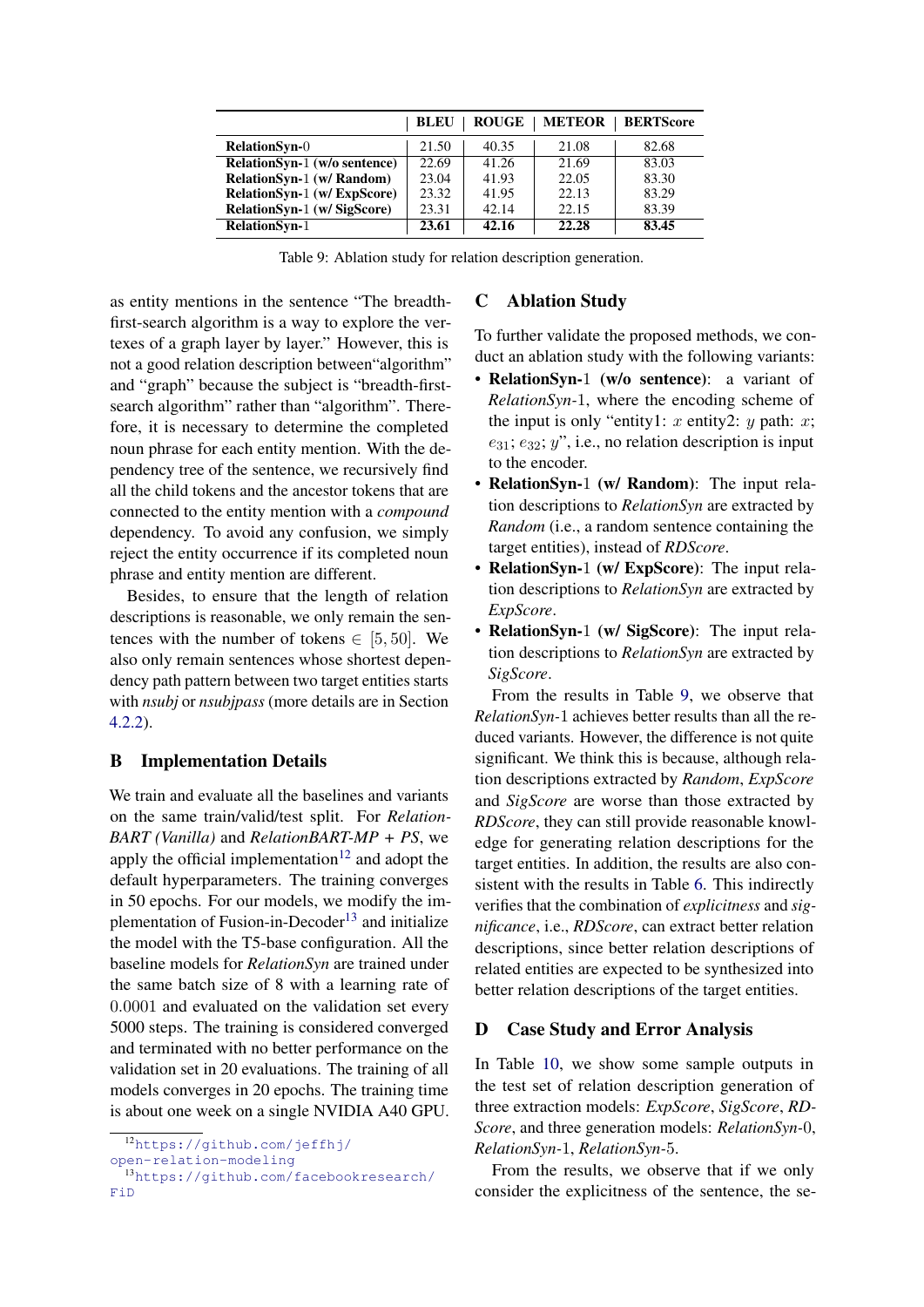|  | BLEU | ROUGE | METEOR | BERTScore |
|---|---|---|---|---|
| **RelationSyn-0** | 21.50 | 40.35 | 21.08 | 82.68 |
| **RelationSyn-1 (w/o sentence)** | 22.69 | 41.26 | 21.69 | 83.03 |
| **RelationSyn-1 (w/ Random)** | 23.04 | 41.93 | 22.05 | 83.30 |
| **RelationSyn-1 (w/ ExpScore)** | 23.32 | 41.95 | 22.13 | 83.29 |
| **RelationSyn-1 (w/ SigScore)** | 23.31 | 42.14 | 22.15 | 83.39 |
| **RelationSyn-1** | **23.61** | **42.16** | **22.28** | **83.45** |

Table 9: Ablation study for relation description generation.

as entity mentions in the sentence "The breadth-first-search algorithm is a way to explore the vertexes of a graph layer by layer." However, this is not a good relation description between"algorithm" and "graph" because the subject is "breadth-first-search algorithm" rather than "algorithm". Therefore, it is necessary to determine the completed noun phrase for each entity mention. With the dependency tree of the sentence, we recursively find all the child tokens and the ancestor tokens that are connected to the entity mention with a *compound* dependency. To avoid any confusion, we simply reject the entity occurrence if its completed noun phrase and entity mention are different.

Besides, to ensure that the length of relation descriptions is reasonable, we only remain the sentences with the number of tokens $\in [5, 50]$. We also only remain sentences whose shortest dependency path pattern between two target entities starts with *nsubj* or *nsubjpass* (more details are in Section 4.2.2).

## B Implementation Details

We train and evaluate all the baselines and variants on the same train/valid/test split. For *RelationBART (Vanilla)* and *RelationBART-MP + PS*, we apply the official implementation[12] and adopt the default hyperparameters. The training converges in 50 epochs. For our models, we modify the implementation of Fusion-in-Decoder[13] and initialize the model with the T5-base configuration. All the baseline models for *RelationSyn* are trained under the same batch size of 8 with a learning rate of $0.0001$ and evaluated on the validation set every 5000 steps. The training is considered converged and terminated with no better performance on the validation set in 20 evaluations. The training of all models converges in 20 epochs. The training time is about one week on a single NVIDIA A40 GPU.

[12] https://github.com/jeffhj/open-relation-modeling

[13] https://github.com/facebookresearch/FiD

## C Ablation Study

To further validate the proposed methods, we conduct an ablation study with the following variants:

- **RelationSyn-1 (w/o sentence)**: a variant of *RelationSyn*-1, where the encoding scheme of the input is only "entity1: $x$ entity2: $y$ path: $x$; $e_{31}$; $e_{32}$; $y$", i.e., no relation description is input to the encoder.
- **RelationSyn-1 (w/ Random)**: The input relation descriptions to *RelationSyn* are extracted by *Random* (i.e., a random sentence containing the target entities), instead of *RDScore*.
- **RelationSyn-1 (w/ ExpScore)**: The input relation descriptions to *RelationSyn* are extracted by *ExpScore*.
- **RelationSyn-1 (w/ SigScore)**: The input relation descriptions to *RelationSyn* are extracted by *SigScore*.

From the results in Table 9, we observe that *RelationSyn*-1 achieves better results than all the reduced variants. However, the difference is not quite significant. We think this is because, although relation descriptions extracted by *Random*, *ExpScore* and *SigScore* are worse than those extracted by *RDScore*, they can still provide reasonable knowledge for generating relation descriptions for the target entities. In addition, the results are also consistent with the results in Table 6. This indirectly verifies that the combination of *explicitness* and *significance*, i.e., *RDScore*, can extract better relation descriptions, since better relation descriptions of related entities are expected to be synthesized into better relation descriptions of the target entities.

## D Case Study and Error Analysis

In Table 10, we show some sample outputs in the test set of relation description generation of three extraction models: *ExpScore*, *SigScore*, *RDScore*, and three generation models: *RelationSyn*-0, *RelationSyn*-1, *RelationSyn*-5.

From the results, we observe that if we only consider the explicitness of the sentence, the se-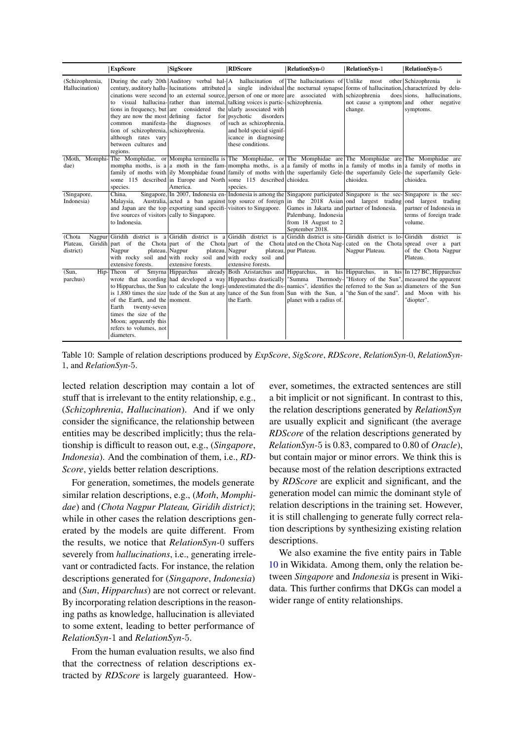| | ExpScore | SigScore | RDScore | RelationSyn-0 | RelationSyn-1 | RelationSyn-5 |
|---|---|---|---|---|---|---|
| (Schizophrenia, Hallucination) | During the early 20th century, auditory hallucinations were second to visual hallucinations in frequency, but they are now the most common manifestation of schizophrenia, although rates vary between cultures and regions. | Auditory verbal hallucinations attributed to an external source, rather than internal, are considered the defining factor for the diagnoses of schizophrenia. | A hallucination of a single individual person of one or more talking voices is particularly associated with psychotic disorders such as schizophrenia, and hold special significance in diagnosing these conditions. | The hallucinations of the nocturnal synapse are associated with schizophrenia. | Unlike most other forms of hallucination, schizophrenia does not cause a symptom change. | Schizophrenia is characterized by delusions, hallucinations, and other negative symptoms. |
| (Moth, Momphidae) | The Momphidae, or mompha moths, is a family of moths with some 115 described species. | Mompha terminella is a moth in the family Momphidae found in Europe and North America. | The Momphidae, or mompha moths, is a family of moths with some 115 described species. | The Momphidae are a family of moths in the superfamily Gelechioidea. | The Momphidae are a family of moths in the superfamily Gelechioidea. | The Momphidae are a family of moths in the superfamily Gelechioidea. |
| (Singapore, Indonesia) | China, Singapore, Malaysia, Australia, and Japan are the top five sources of visitors to Indonesia. | In 2007, Indonesia enacted a ban against exporting sand specifically to Singapore. | Indonesia is among the top source of foreign visitors to Singapore. | Singapore participated in the 2018 Asian Games in Jakarta and Palembang, Indonesia from 18 August to 2 September 2018. | Singapore is the second largest trading partner of Indonesia. | Singapore is the second largest trading partner of Indonesia in terms of foreign trade volume. |
| (Chota Nagpur Plateau, Giridih district) | Giridih district is a part of the Chota Nagpur plateau, with rocky soil and extensive forests. | Giridih district is a part of the Chota Nagpur plateau, with rocky soil and extensive forests. | Giridih district is a part of the Chota Nagpur plateau, with rocky soil and extensive forests. | Giridih district is situated on the Chota Nagpur Plateau. | Giridih district is located on the Chota Nagpur Plateau. | Giridih district is spread over a part of the Chota Nagpur Plateau. |
| (Sun, Hipparchus) | Theon of Smyrna wrote that according to Hipparchus, the Sun is 1,880 times the size of the Earth, and the Earth twenty-seven times the size of the Moon; apparently this refers to volumes, not diameters. | Hipparchus already had developed a way to calculate the longitude of the Sun at any moment. | Both Aristarchus and Hipparchus drastically underestimated the distance of the Sun from the Earth. | Hipparchus, in his "Summa Thermodynamics", identifies the Sun with the Sun, a planet with a radius of. | Hipparchus, in his "History of the Sun", referred to the Sun as "the Sun of the sand". | In 127 BC, Hipparchus measured the apparent diameters of the Sun and Moon with his "diopter". |

Table 10: Sample of relation descriptions produced by *ExpScore*, *SigScore*, *RDScore*, *RelationSyn*-0, *RelationSyn*-1, and *RelationSyn*-5.

lected relation description may contain a lot of stuff that is irrelevant to the entity relationship, e.g., (*Schizophrenia*, *Hallucination*). And if we only consider the significance, the relationship between entities may be described implicitly; thus the relationship is difficult to reason out, e.g., (*Singapore*, *Indonesia*). And the combination of them, i.e., *RDScore*, yields better relation descriptions.

For generation, sometimes, the models generate similar relation descriptions, e.g., (*Moth*, *Momphidae*) and *(Chota Nagpur Plateau, Giridih district)*; while in other cases the relation descriptions generated by the models are quite different. From the results, we notice that *RelationSyn*-0 suffers severely from *hallucinations*, i.e., generating irrelevant or contradicted facts. For instance, the relation descriptions generated for (*Singapore*, *Indonesia*) and (*Sun*, *Hipparchus*) are not correct or relevant. By incorporating relation descriptions in the reasoning paths as knowledge, hallucination is alleviated to some extent, leading to better performance of *RelationSyn*-1 and *RelationSyn*-5.

From the human evaluation results, we also find that the correctness of relation descriptions extracted by *RDScore* is largely guaranteed. However, sometimes, the extracted sentences are still a bit implicit or not significant. In contrast to this, the relation descriptions generated by *RelationSyn* are usually explicit and significant (the average *RDScore* of the relation descriptions generated by *RelationSyn*-5 is 0.83, compared to 0.80 of *Oracle*), but contain major or minor errors. We think this is because most of the relation descriptions extracted by *RDScore* are explicit and significant, and the generation model can mimic the dominant style of relation descriptions in the training set. However, it is still challenging to generate fully correct relation descriptions by synthesizing existing relation descriptions.

We also examine the five entity pairs in Table 10 in Wikidata. Among them, only the relation between *Singapore* and *Indonesia* is present in Wikidata. This further confirms that DKGs can model a wider range of entity relationships.